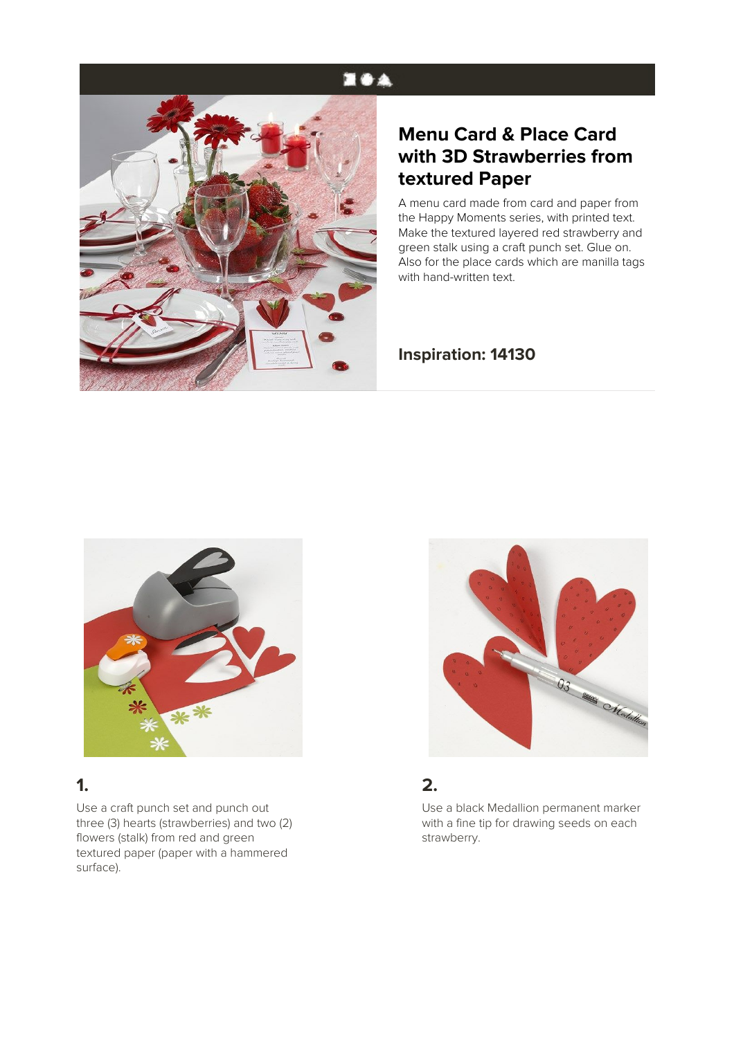# Menu Card & Place Card with 3D Strawberries from textured Paper

A menu card made from card and paper from the Happy Moments series, with printed text. Make the textured layered red strawberry and green stalk using a craft punch set. Glue on. Also for the place cards which are manilla tags with hand-written text.

**Inspiration: 14130**

## 1.

Use a craft punch set and punch out three (3) hearts (strawberries) and two (2) flowers (stalk) from red and green textured paper (paper with a hammered surface).

## 2.

Use a black Medallion permanent marker with a fine tip for drawing seeds on each strawberry.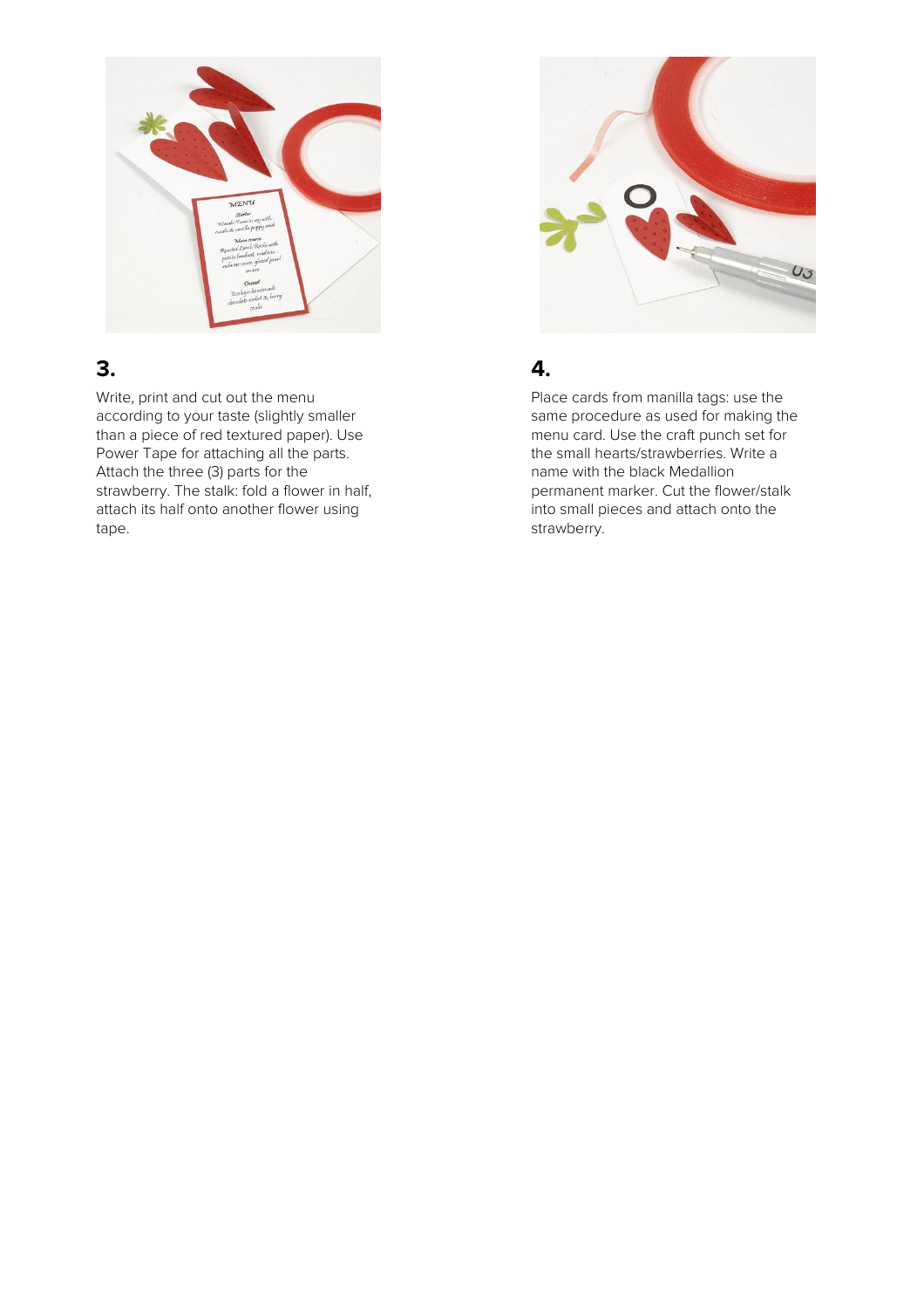## 3.

Write, print and cut out the menu according to your taste (slightly smaller than a piece of red textured paper). Use Power Tape for attaching all the parts. Attach the three (3) parts for the strawberry. The stalk: fold a flower in half, attach its half onto another flower using tape.

## 4.

Place cards from manilla tags: use the same procedure as used for making the menu card. Use the craft punch set for the small hearts/strawberries. Write a name with the black Medallion permanent marker. Cut the flower/stalk into small pieces and attach onto the strawberry.